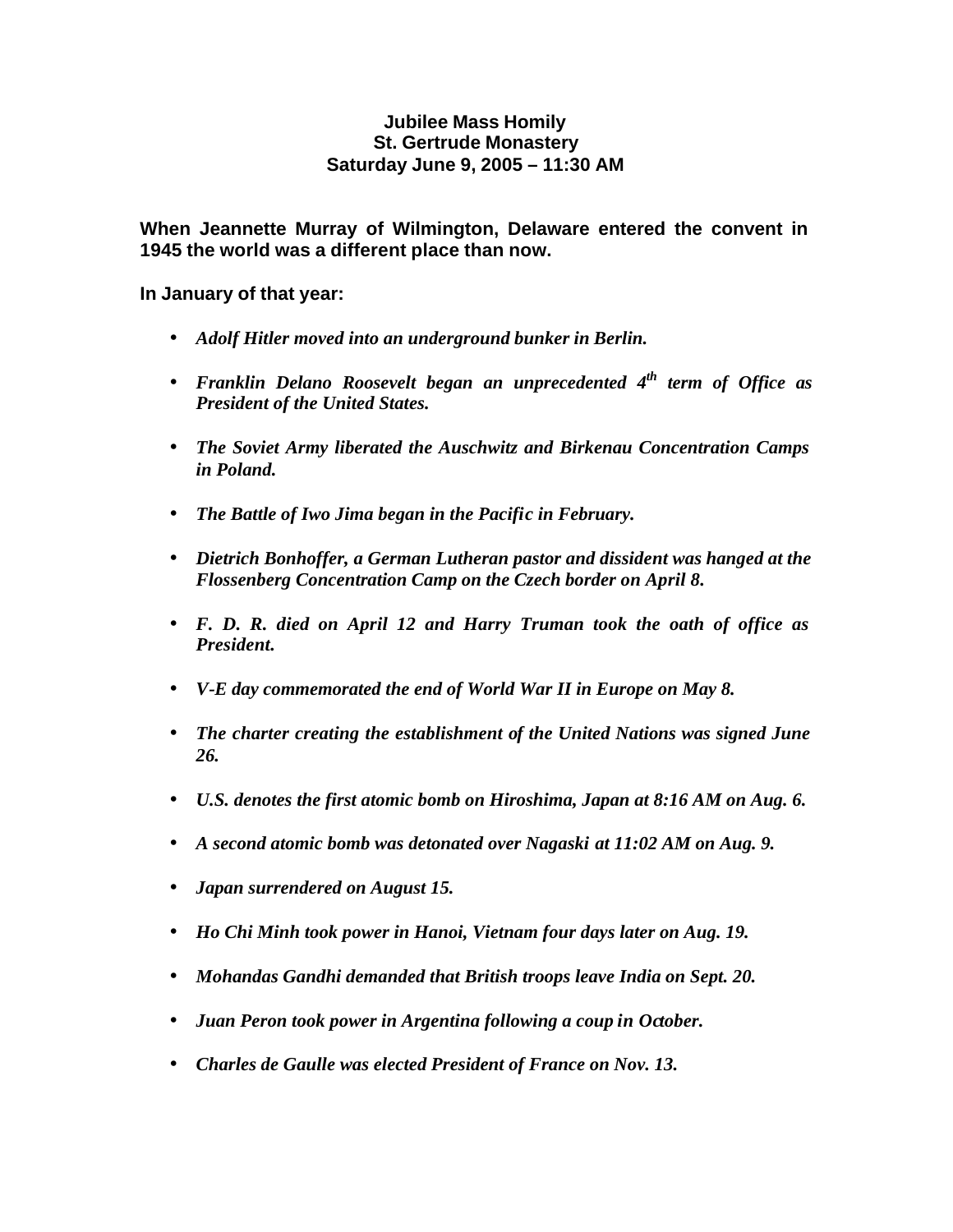**Jubilee Mass Homily**
**St. Gertrude Monastery**
**Saturday June 9, 2005 – 11:30 AM**

**When Jeannette Murray of Wilmington, Delaware entered the convent in 1945 the world was a different place than now.**

**In January of that year:**

- ***Adolf Hitler moved into an underground bunker in Berlin.***
- ***Franklin Delano Roosevelt began an unprecedented 4th term of Office as President of the United States.***
- ***The Soviet Army liberated the Auschwitz and Birkenau Concentration Camps in Poland.***
- ***The Battle of Iwo Jima began in the Pacific in February.***
- ***Dietrich Bonhoffer, a German Lutheran pastor and dissident was hanged at the Flossenberg Concentration Camp on the Czech border on April 8.***
- ***F. D. R. died on April 12 and Harry Truman took the oath of office as President.***
- ***V-E day commemorated the end of World War II in Europe on May 8.***
- ***The charter creating the establishment of the United Nations was signed June 26.***
- ***U.S. denotes the first atomic bomb on Hiroshima, Japan at 8:16 AM on Aug. 6.***
- ***A second atomic bomb was detonated over Nagaski at 11:02 AM on Aug. 9.***
- ***Japan surrendered on August 15.***
- ***Ho Chi Minh took power in Hanoi, Vietnam four days later on Aug. 19.***
- ***Mohandas Gandhi demanded that British troops leave India on Sept. 20.***
- ***Juan Peron took power in Argentina following a coup in October.***
- ***Charles de Gaulle was elected President of France on Nov. 13.***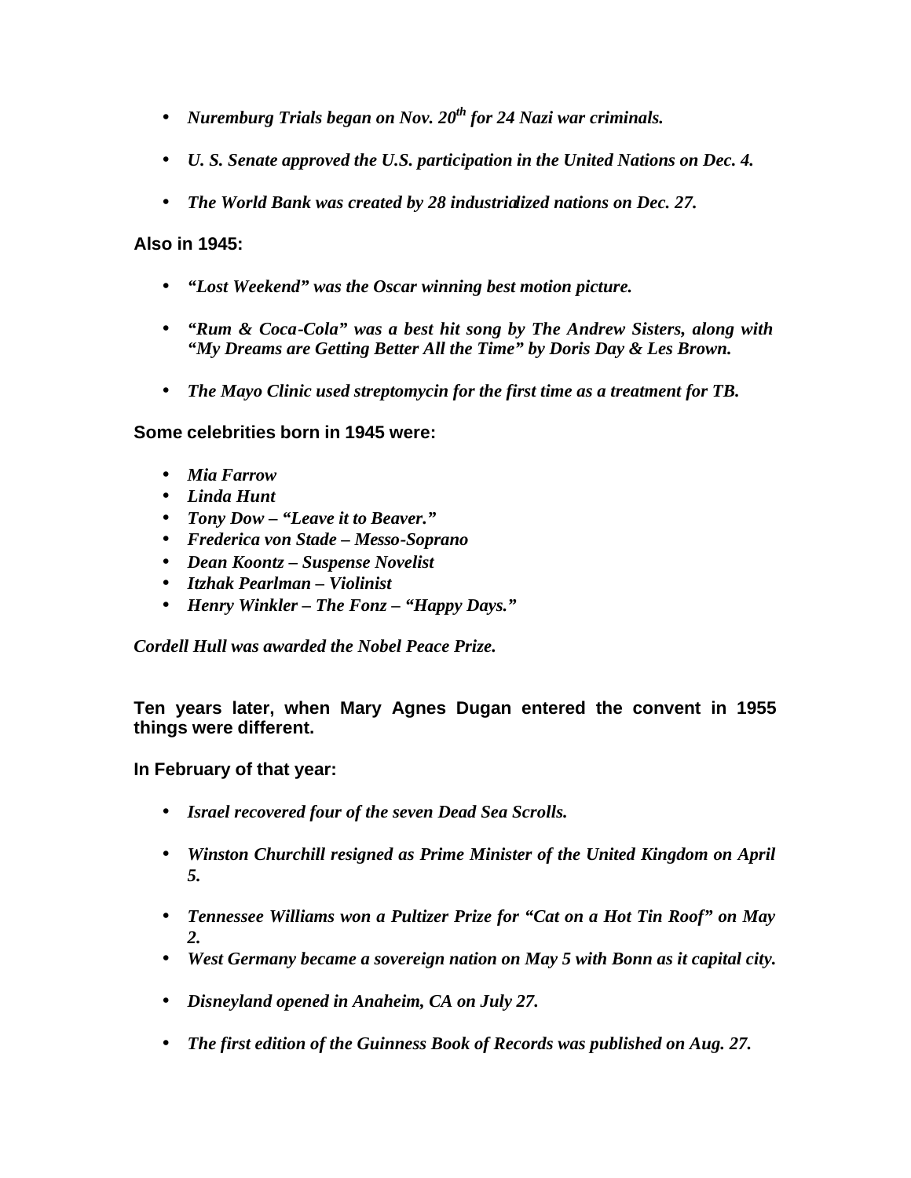- ***Nuremburg Trials began on Nov. 20th for 24 Nazi war criminals.***

- ***U. S. Senate approved the U.S. participation in the United Nations on Dec. 4.***

- ***The World Bank was created by 28 industrialized nations on Dec. 27.***

**Also in 1945:**

- ***"Lost Weekend" was the Oscar winning best motion picture.***

- ***"Rum & Coca-Cola" was a best hit song by The Andrew Sisters, along with "My Dreams are Getting Better All the Time" by Doris Day & Les Brown.***

- ***The Mayo Clinic used streptomycin for the first time as a treatment for TB.***

**Some celebrities born in 1945 were:**

- ***Mia Farrow***
- ***Linda Hunt***
- ***Tony Dow – "Leave it to Beaver."***
- ***Frederica von Stade – Messo-Soprano***
- ***Dean Koontz – Suspense Novelist***
- ***Itzhak Pearlman – Violinist***
- ***Henry Winkler – The Fonz – "Happy Days."***

***Cordell Hull was awarded the Nobel Peace Prize.***

**Ten years later, when Mary Agnes Dugan entered the convent in 1955 things were different.**

**In February of that year:**

- ***Israel recovered four of the seven Dead Sea Scrolls.***

- ***Winston Churchill resigned as Prime Minister of the United Kingdom on April 5.***

- ***Tennessee Williams won a Pultizer Prize for "Cat on a Hot Tin Roof" on May 2.***
- ***West Germany became a sovereign nation on May 5 with Bonn as it capital city.***

- ***Disneyland opened in Anaheim, CA on July 27.***

- ***The first edition of the Guinness Book of Records was published on Aug. 27.***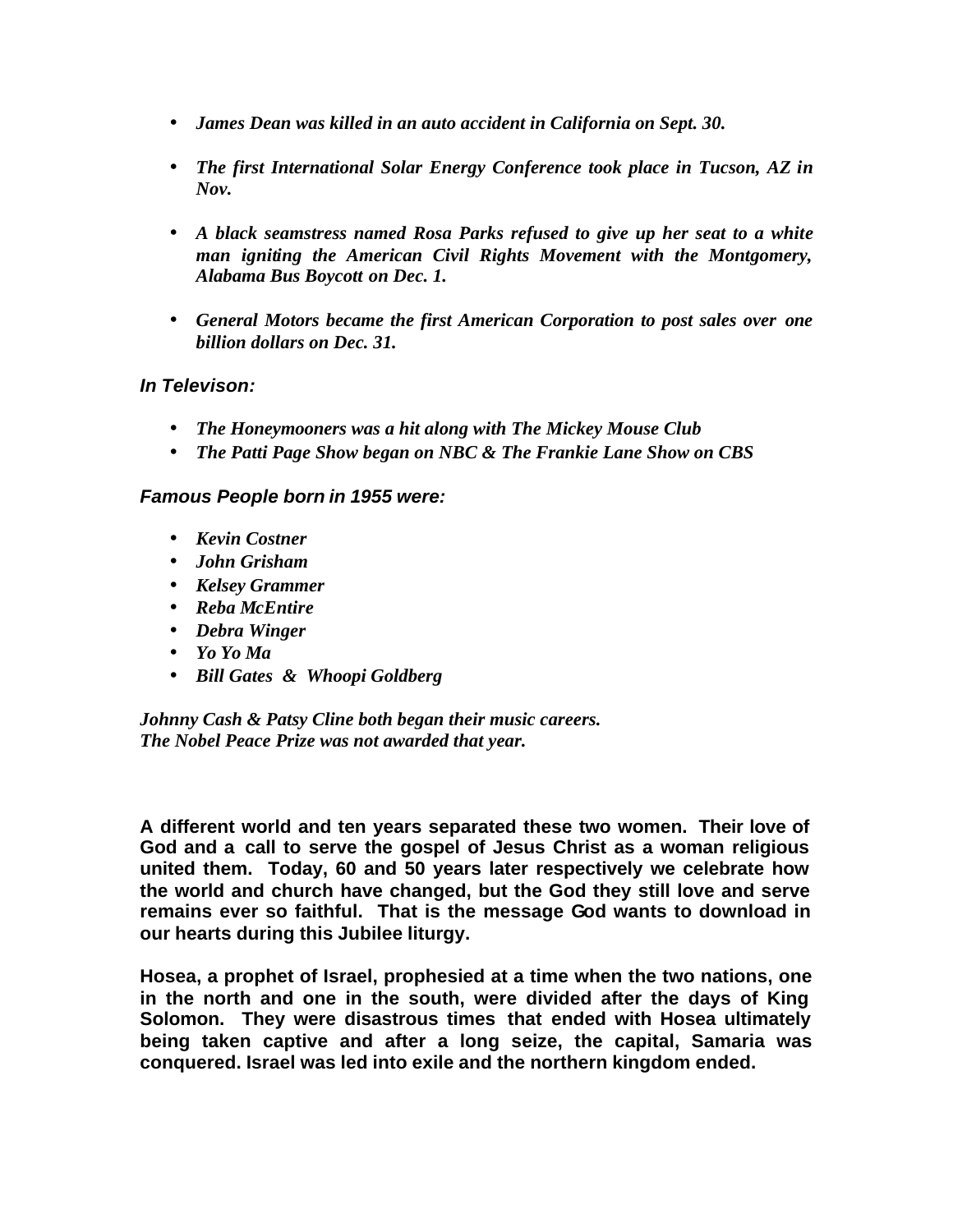- ***James Dean was killed in an auto accident in California on Sept. 30.***

- ***The first International Solar Energy Conference took place in Tucson, AZ in Nov.***

- ***A black seamstress named Rosa Parks refused to give up her seat to a white man igniting the American Civil Rights Movement with the Montgomery, Alabama Bus Boycott on Dec. 1.***

- ***General Motors became the first American Corporation to post sales over one billion dollars on Dec. 31.***

***In Televison:***

- ***The Honeymooners was a hit along with The Mickey Mouse Club***
- ***The Patti Page Show began on NBC & The Frankie Lane Show on CBS***

***Famous People born in 1955 were:***

- ***Kevin Costner***
- ***John Grisham***
- ***Kelsey Grammer***
- ***Reba McEntire***
- ***Debra Winger***
- ***Yo Yo Ma***
- ***Bill Gates & Whoopi Goldberg***

***Johnny Cash & Patsy Cline both began their music careers.***
***The Nobel Peace Prize was not awarded that year.***

**A different world and ten years separated these two women. Their love of God and a call to serve the gospel of Jesus Christ as a woman religious united them. Today, 60 and 50 years later respectively we celebrate how the world and church have changed, but the God they still love and serve remains ever so faithful. That is the message God wants to download in our hearts during this Jubilee liturgy.**

**Hosea, a prophet of Israel, prophesied at a time when the two nations, one in the north and one in the south, were divided after the days of King Solomon. They were disastrous times that ended with Hosea ultimately being taken captive and after a long seize, the capital, Samaria was conquered. Israel was led into exile and the northern kingdom ended.**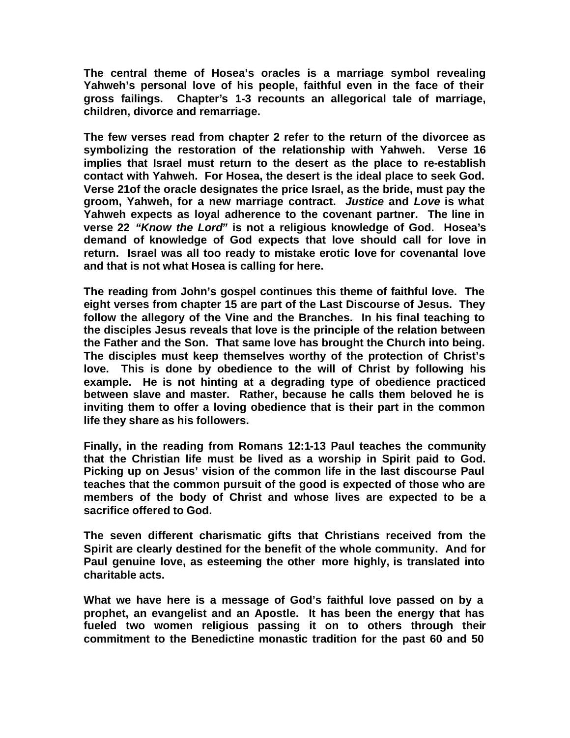**The central theme of Hosea's oracles is a marriage symbol revealing Yahweh's personal love of his people, faithful even in the face of their gross failings. Chapter's 1-3 recounts an allegorical tale of marriage, children, divorce and remarriage.**

**The few verses read from chapter 2 refer to the return of the divorcee as symbolizing the restoration of the relationship with Yahweh. Verse 16 implies that Israel must return to the desert as the place to re-establish contact with Yahweh. For Hosea, the desert is the ideal place to seek God. Verse 21of the oracle designates the price Israel, as the bride, must pay the groom, Yahweh, for a new marriage contract. *Justice* and *Love* is what Yahweh expects as loyal adherence to the covenant partner. The line in verse 22 *"Know the Lord"* is not a religious knowledge of God. Hosea's demand of knowledge of God expects that love should call for love in return. Israel was all too ready to mistake erotic love for covenantal love and that is not what Hosea is calling for here.**

**The reading from John's gospel continues this theme of faithful love. The eight verses from chapter 15 are part of the Last Discourse of Jesus. They follow the allegory of the Vine and the Branches. In his final teaching to the disciples Jesus reveals that love is the principle of the relation between the Father and the Son. That same love has brought the Church into being. The disciples must keep themselves worthy of the protection of Christ's love. This is done by obedience to the will of Christ by following his example. He is not hinting at a degrading type of obedience practiced between slave and master. Rather, because he calls them beloved he is inviting them to offer a loving obedience that is their part in the common life they share as his followers.**

**Finally, in the reading from Romans 12:1-13 Paul teaches the community that the Christian life must be lived as a worship in Spirit paid to God. Picking up on Jesus' vision of the common life in the last discourse Paul teaches that the common pursuit of the good is expected of those who are members of the body of Christ and whose lives are expected to be a sacrifice offered to God.**

**The seven different charismatic gifts that Christians received from the Spirit are clearly destined for the benefit of the whole community. And for Paul genuine love, as esteeming the other more highly, is translated into charitable acts.**

**What we have here is a message of God's faithful love passed on by a prophet, an evangelist and an Apostle. It has been the energy that has fueled two women religious passing it on to others through their commitment to the Benedictine monastic tradition for the past 60 and 50**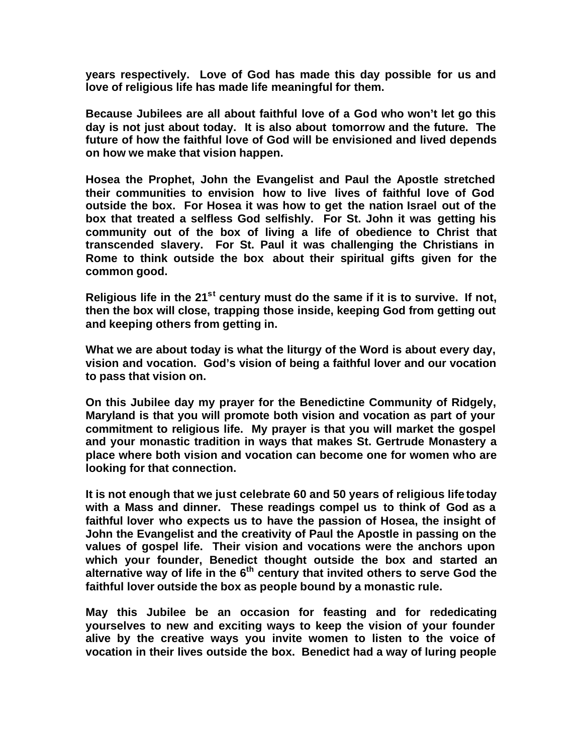**years respectively. Love of God has made this day possible for us and love of religious life has made life meaningful for them.**

**Because Jubilees are all about faithful love of a God who won't let go this day is not just about today. It is also about tomorrow and the future. The future of how the faithful love of God will be envisioned and lived depends on how we make that vision happen.**

**Hosea the Prophet, John the Evangelist and Paul the Apostle stretched their communities to envision how to live lives of faithful love of God outside the box. For Hosea it was how to get the nation Israel out of the box that treated a selfless God selfishly. For St. John it was getting his community out of the box of living a life of obedience to Christ that transcended slavery. For St. Paul it was challenging the Christians in Rome to think outside the box about their spiritual gifts given for the common good.**

**Religious life in the 21st century must do the same if it is to survive. If not, then the box will close, trapping those inside, keeping God from getting out and keeping others from getting in.**

**What we are about today is what the liturgy of the Word is about every day, vision and vocation. God's vision of being a faithful lover and our vocation to pass that vision on.**

**On this Jubilee day my prayer for the Benedictine Community of Ridgely, Maryland is that you will promote both vision and vocation as part of your commitment to religious life. My prayer is that you will market the gospel and your monastic tradition in ways that makes St. Gertrude Monastery a place where both vision and vocation can become one for women who are looking for that connection.**

**It is not enough that we just celebrate 60 and 50 years of religious life today with a Mass and dinner. These readings compel us to think of God as a faithful lover who expects us to have the passion of Hosea, the insight of John the Evangelist and the creativity of Paul the Apostle in passing on the values of gospel life. Their vision and vocations were the anchors upon which your founder, Benedict thought outside the box and started an alternative way of life in the 6th century that invited others to serve God the faithful lover outside the box as people bound by a monastic rule.**

**May this Jubilee be an occasion for feasting and for rededicating yourselves to new and exciting ways to keep the vision of your founder alive by the creative ways you invite women to listen to the voice of vocation in their lives outside the box. Benedict had a way of luring people**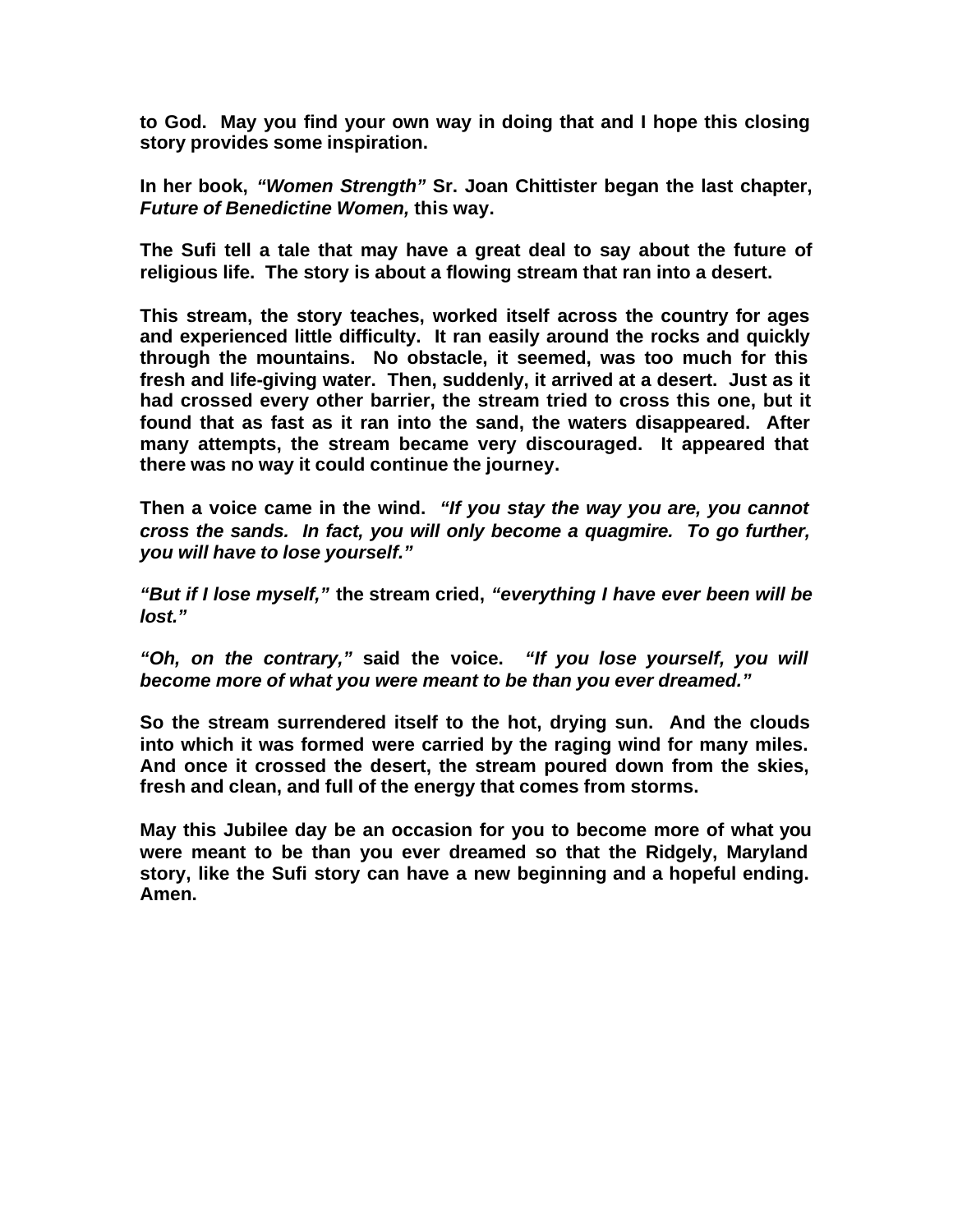**to God. May you find your own way in doing that and I hope this closing story provides some inspiration.**

**In her book, *"Women Strength"* Sr. Joan Chittister began the last chapter, *Future of Benedictine Women,* this way.**

**The Sufi tell a tale that may have a great deal to say about the future of religious life. The story is about a flowing stream that ran into a desert.**

**This stream, the story teaches, worked itself across the country for ages and experienced little difficulty. It ran easily around the rocks and quickly through the mountains. No obstacle, it seemed, was too much for this fresh and life-giving water. Then, suddenly, it arrived at a desert. Just as it had crossed every other barrier, the stream tried to cross this one, but it found that as fast as it ran into the sand, the waters disappeared. After many attempts, the stream became very discouraged. It appeared that there was no way it could continue the journey.**

**Then a voice came in the wind. *"If you stay the way you are, you cannot cross the sands. In fact, you will only become a quagmire. To go further, you will have to lose yourself."***

***"But if I lose myself,"* the stream cried, *"everything I have ever been will be lost."***

***"Oh, on the contrary,"* said the voice. *"If you lose yourself, you will become more of what you were meant to be than you ever dreamed."***

**So the stream surrendered itself to the hot, drying sun. And the clouds into which it was formed were carried by the raging wind for many miles. And once it crossed the desert, the stream poured down from the skies, fresh and clean, and full of the energy that comes from storms.**

**May this Jubilee day be an occasion for you to become more of what you were meant to be than you ever dreamed so that the Ridgely, Maryland story, like the Sufi story can have a new beginning and a hopeful ending. Amen.**